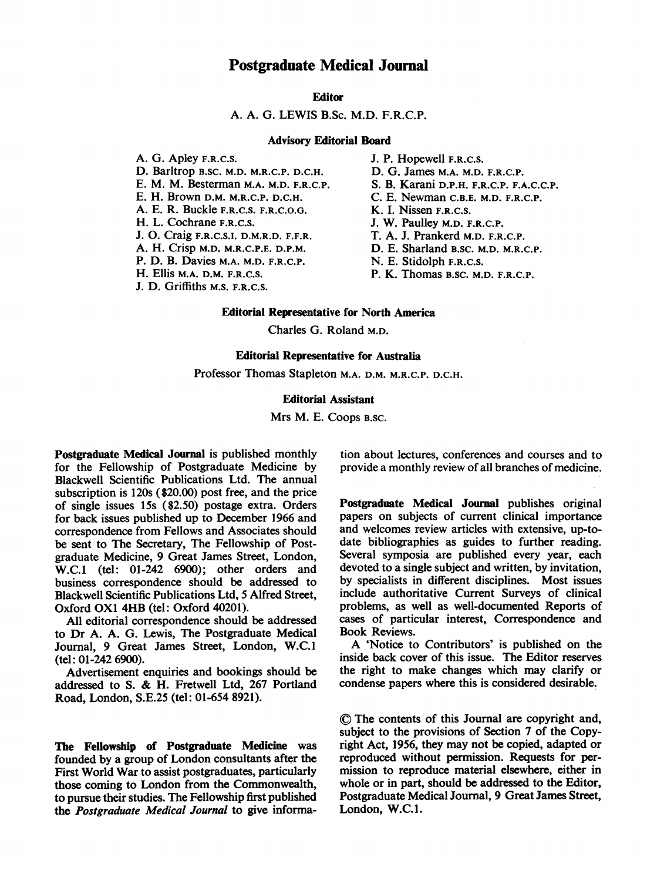# Postgraduate Medical Journal

**Editor**

A. A. G. LEWIS B.Sc. M.D. F.R.C.P.

**Advisory Editorial Board**

A. G. Apley F.R.C.S.
D. Barltrop B.SC. M.D. M.R.C.P. D.C.H.
E. M. M. Besterman M.A. M.D. F.R.C.P.
E. H. Brown D.M. M.R.C.P. D.C.H.
A. E. R. Buckle F.R.C.S. F.R.C.O.G.
H. L. Cochrane F.R.C.S.
J. O. Craig F.R.C.S.I. D.M.R.D. F.F.R.
A. H. Crisp M.D. M.R.C.P.E. D.P.M.
P. D. B. Davies M.A. M.D. F.R.C.P.
H. Ellis M.A. D.M. F.R.C.S.
J. D. Griffiths M.S. F.R.C.S.
J. P. Hopewell F.R.C.S.
D. G. James M.A. M.D. F.R.C.P.
S. B. Karani D.P.H. F.R.C.P. F.A.C.C.P.
C. E. Newman C.B.E. M.D. F.R.C.P.
K. I. Nissen F.R.C.S.
J. W. Paulley M.D. F.R.C.P.
T. A. J. Prankerd M.D. F.R.C.P.
D. E. Sharland B.SC. M.D. M.R.C.P.
N. E. Stidolph F.R.C.S.
P. K. Thomas B.SC. M.D. F.R.C.P.

**Editorial Representative for North America**

Charles G. Roland M.D.

**Editorial Representative for Australia**

Professor Thomas Stapleton M.A. D.M. M.R.C.P. D.C.H.

**Editorial Assistant**

Mrs M. E. Coops B.SC.

**Postgraduate Medical Journal** is published monthly for the Fellowship of Postgraduate Medicine by Blackwell Scientific Publications Ltd. The annual subscription is 120s ($20.00) post free, and the price of single issues 15s ($2.50) postage extra. Orders for back issues published up to December 1966 and correspondence from Fellows and Associates should be sent to The Secretary, The Fellowship of Postgraduate Medicine, 9 Great James Street, London, W.C.1 (tel: 01-242 6900); other orders and business correspondence should be addressed to Blackwell Scientific Publications Ltd, 5 Alfred Street, Oxford OX1 4HB (tel: Oxford 40201).

All editorial correspondence should be addressed to Dr A. A. G. Lewis, The Postgraduate Medical Journal, 9 Great James Street, London, W.C.1 (tel: 01-242 6900).

Advertisement enquiries and bookings should be addressed to S. & H. Fretwell Ltd, 267 Portland Road, London, S.E.25 (tel: 01-654 8921).

**The Fellowship of Postgraduate Medicine** was founded by a group of London consultants after the First World War to assist postgraduates, particularly those coming to London from the Commonwealth, to pursue their studies. The Fellowship first published the *Postgraduate Medical Journal* to give information about lectures, conferences and courses and to provide a monthly review of all branches of medicine.

**Postgraduate Medical Journal** publishes original papers on subjects of current clinical importance and welcomes review articles with extensive, up-to-date bibliographies as guides to further reading. Several symposia are published every year, each devoted to a single subject and written, by invitation, by specialists in different disciplines. Most issues include authoritative Current Surveys of clinical problems, as well as well-documented Reports of cases of particular interest, Correspondence and Book Reviews.

A 'Notice to Contributors' is published on the inside back cover of this issue. The Editor reserves the right to make changes which may clarify or condense papers where this is considered desirable.

© The contents of this Journal are copyright and, subject to the provisions of Section 7 of the Copyright Act, 1956, they may not be copied, adapted or reproduced without permission. Requests for permission to reproduce material elsewhere, either in whole or in part, should be addressed to the Editor, Postgraduate Medical Journal, 9 Great James Street, London, W.C.1.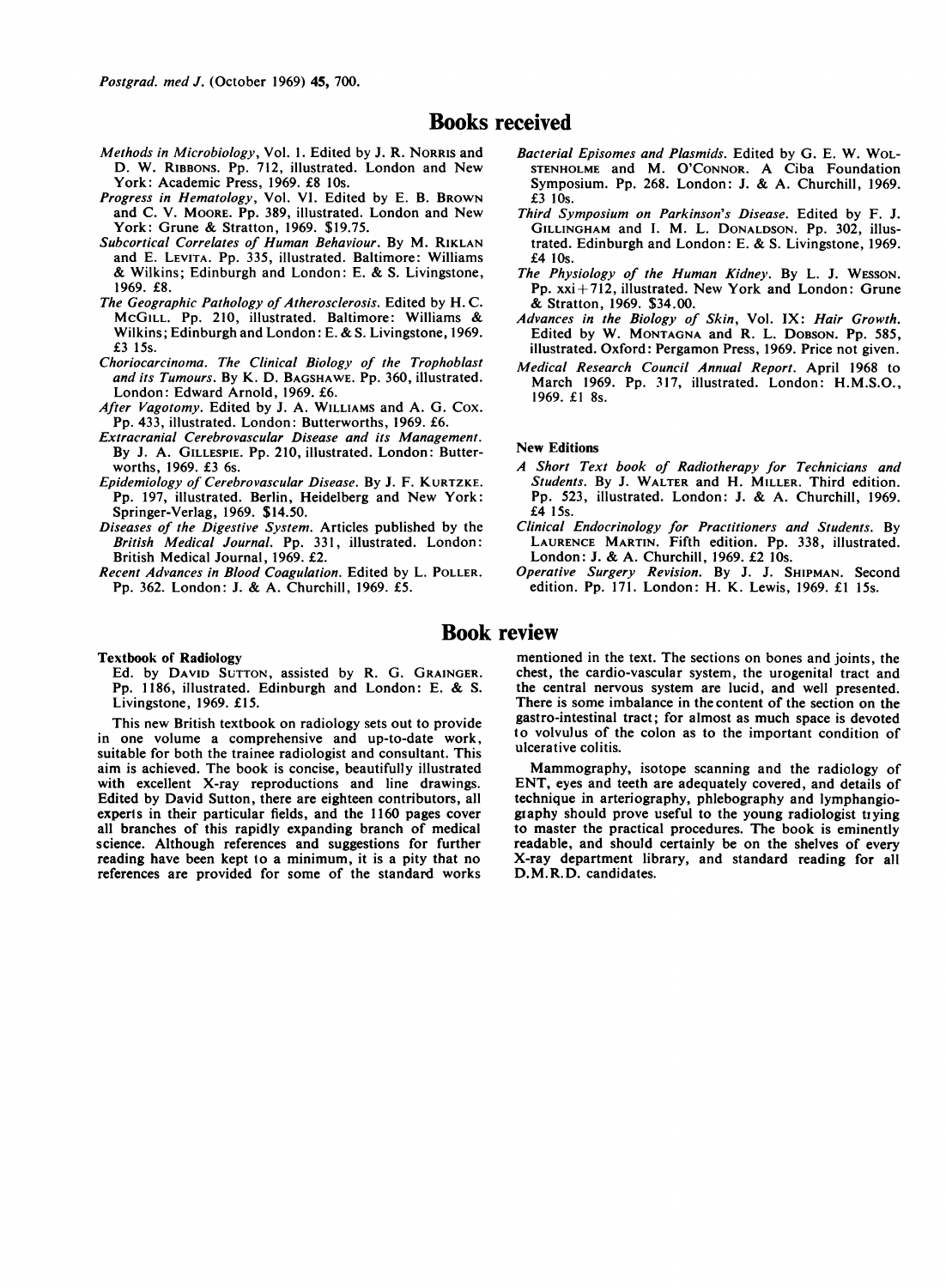# Books received

*Methods in Microbiology*, Vol. 1. Edited by J. R. NORRIS and D. W. RIBBONS. Pp. 712, illustrated. London and New York: Academic Press, 1969. £8 10s.

*Progress in Hematology*, Vol. VI. Edited by E. B. BROWN and C. V. MOORE. Pp. 389, illustrated. London and New York: Grune & Stratton, 1969. $19.75.

*Subcortical Correlates of Human Behaviour*. By M. RIKLAN and E. LEVITA. Pp. 335, illustrated. Baltimore: Williams & Wilkins; Edinburgh and London: E. & S. Livingstone, 1969. £8.

*The Geographic Pathology of Atherosclerosis*. Edited by H. C. MCGILL. Pp. 210, illustrated. Baltimore: Williams & Wilkins; Edinburgh and London: E. & S. Livingstone, 1969. £3 15s.

*Choriocarcinoma. The Clinical Biology of the Trophoblast and its Tumours*. By K. D. BAGSHAWE. Pp. 360, illustrated. London: Edward Arnold, 1969. £6.

*After Vagotomy*. Edited by J. A. WILLIAMS and A. G. COX. Pp. 433, illustrated. London: Butterworths, 1969. £6.

*Extracranial Cerebrovascular Disease and its Management*. By J. A. GILLESPIE. Pp. 210, illustrated. London: Butterworths, 1969. £3 6s.

*Epidemiology of Cerebrovascular Disease*. By J. F. KURTZKE. Pp. 197, illustrated. Berlin, Heidelberg and New York: Springer-Verlag, 1969. $14.50.

*Diseases of the Digestive System*. Articles published by the *British Medical Journal*. Pp. 331, illustrated. London: British Medical Journal, 1969. £2.

*Recent Advances in Blood Coagulation*. Edited by L. POLLER. Pp. 362. London: J. & A. Churchill, 1969. £5.

*Bacterial Episomes and Plasmids*. Edited by G. E. W. WOLSTENHOLME and M. O'CONNOR. A Ciba Foundation Symposium. Pp. 268. London: J. & A. Churchill, 1969. £3 10s.

*Third Symposium on Parkinson's Disease*. Edited by F. J. GILLINGHAM and I. M. L. DONALDSON. Pp. 302, illustrated. Edinburgh and London: E. & S. Livingstone, 1969. £4 10s.

*The Physiology of the Human Kidney*. By L. J. WESSON. Pp. xxi + 712, illustrated. New York and London: Grune & Stratton, 1969. $34.00.

*Advances in the Biology of Skin*, Vol. IX: *Hair Growth*. Edited by W. MONTAGNA and R. L. DOBSON. Pp. 585, illustrated. Oxford: Pergamon Press, 1969. Price not given.

*Medical Research Council Annual Report*. April 1968 to March 1969. Pp. 317, illustrated. London: H.M.S.O., 1969. £1 8s.

### New Editions

*A Short Text book of Radiotherapy for Technicians and Students*. By J. WALTER and H. MILLER. Third edition. Pp. 523, illustrated. London: J. & A. Churchill, 1969. £4 15s.

*Clinical Endocrinology for Practitioners and Students*. By LAURENCE MARTIN. Fifth edition. Pp. 338, illustrated. London: J. & A. Churchill, 1969. £2 10s.

*Operative Surgery Revision*. By J. J. SHIPMAN. Second edition. Pp. 171. London: H. K. Lewis, 1969. £1 15s.

# Book review

**Textbook of Radiology**

Ed. by DAVID SUTTON, assisted by R. G. GRAINGER. Pp. 1186, illustrated. Edinburgh and London: E. & S. Livingstone, 1969. £15.

This new British textbook on radiology sets out to provide in one volume a comprehensive and up-to-date work, suitable for both the trainee radiologist and consultant. This aim is achieved. The book is concise, beautifully illustrated with excellent X-ray reproductions and line drawings. Edited by David Sutton, there are eighteen contributors, all experts in their particular fields, and the 1160 pages cover all branches of this rapidly expanding branch of medical science. Although references and suggestions for further reading have been kept to a minimum, it is a pity that no references are provided for some of the standard works mentioned in the text. The sections on bones and joints, the chest, the cardio-vascular system, the urogenital tract and the central nervous system are lucid, and well presented. There is some imbalance in the content of the section on the gastro-intestinal tract; for almost as much space is devoted to volvulus of the colon as to the important condition of ulcerative colitis.

Mammography, isotope scanning and the radiology of ENT, eyes and teeth are adequately covered, and details of technique in arteriography, phlebography and lymphangiography should prove useful to the young radiologist trying to master the practical procedures. The book is eminently readable, and should certainly be on the shelves of every X-ray department library, and standard reading for all D.M.R.D. candidates.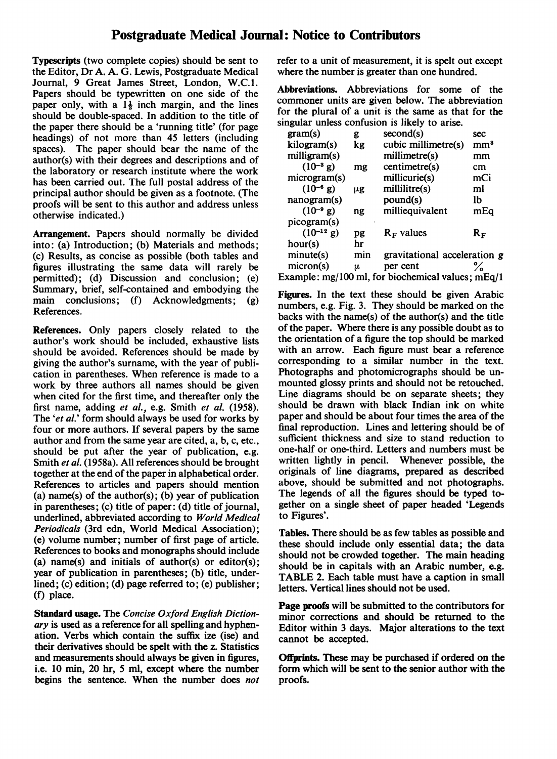# Postgraduate Medical Journal: Notice to Contributors

**Typescripts** (two complete copies) should be sent to the Editor, Dr A. A. G. Lewis, Postgraduate Medical Journal, 9 Great James Street, London, W.C.1. Papers should be typewritten on one side of the paper only, with a 1½ inch margin, and the lines should be double-spaced. In addition to the title of the paper there should be a 'running title' (for page headings) of not more than 45 letters (including spaces). The paper should bear the name of the author(s) with their degrees and descriptions and of the laboratory or research institute where the work has been carried out. The full postal address of the principal author should be given as a footnote. (The proofs will be sent to this author and address unless otherwise indicated.)

**Arrangement.** Papers should normally be divided into: (a) Introduction; (b) Materials and methods; (c) Results, as concise as possible (both tables and figures illustrating the same data will rarely be permitted); (d) Discussion and conclusion; (e) Summary, brief, self-contained and embodying the main conclusions; (f) Acknowledgments; (g) References.

**References.** Only papers closely related to the author's work should be included, exhaustive lists should be avoided. References should be made by giving the author's surname, with the year of publication in parentheses. When reference is made to a work by three authors all names should be given when cited for the first time, and thereafter only the first name, adding *et al.*, e.g. Smith *et al.* (1958). The '*et al.*' form should always be used for works by four or more authors. If several papers by the same author and from the same year are cited, a, b, c, etc., should be put after the year of publication, e.g. Smith *et al.* (1958a). All references should be brought together at the end of the paper in alphabetical order. References to articles and papers should mention (a) name(s) of the author(s); (b) year of publication in parentheses; (c) title of paper: (d) title of journal, underlined, abbreviated according to *World Medical Periodicals* (3rd edn, World Medical Association); (e) volume number; number of first page of article. References to books and monographs should include (a) name(s) and initials of author(s) or editor(s); year of publication in parentheses; (b) title, underlined; (c) edition; (d) page referred to; (e) publisher; (f) place.

**Standard usage.** The *Concise Oxford English Dictionary* is used as a reference for all spelling and hyphenation. Verbs which contain the suffix ize (ise) and their derivatives should be spelt with the z. Statistics and measurements should always be given in figures, i.e. 10 min, 20 hr, 5 ml, except where the number begins the sentence. When the number does *not* refer to a unit of measurement, it is spelt out except where the number is greater than one hundred.

**Abbreviations.** Abbreviations for some of the commoner units are given below. The abbreviation for the plural of a unit is the same as that for the singular unless confusion is likely to arise.

| | | | |
|---|---|---|---|
| gram(s) | g | second(s) | sec |
| kilogram(s) | kg | cubic millimetre(s) | $mm^3$ |
| milligram(s) ($10^{-3}$ g) | mg | millimetre(s) | mm |
| | | centimetre(s) | cm |
| microgram(s) ($10^{-6}$ g) | μg | millicurie(s) | mCi |
| | | millilitre(s) | ml |
| nanogram(s) ($10^{-9}$ g) | ng | pound(s) | lb |
| | | milliequivalent | mEq |
| picogram(s) ($10^{-12}$ g) | pg | $R_F$ values | $R_F$ |
| hour(s) | hr | | |
| minute(s) | min | gravitational acceleration | **g** |
| micron(s) | μ | per cent | % |

Example: mg/100 ml, for biochemical values; mEq/l

**Figures.** In the text these should be given Arabic numbers, e.g. Fig. 3. They should be marked on the backs with the name(s) of the author(s) and the title of the paper. Where there is any possible doubt as to the orientation of a figure the top should be marked with an arrow. Each figure must bear a reference corresponding to a similar number in the text. Photographs and photomicrographs should be unmounted glossy prints and should not be retouched. Line diagrams should be on separate sheets; they should be drawn with black Indian ink on white paper and should be about four times the area of the final reproduction. Lines and lettering should be of sufficient thickness and size to stand reduction to one-half or one-third. Letters and numbers must be written lightly in pencil. Whenever possible, the originals of line diagrams, prepared as described above, should be submitted and not photographs. The legends of all the figures should be typed together on a single sheet of paper headed 'Legends to Figures'.

**Tables.** There should be as few tables as possible and these should include only essential data; the data should not be crowded together. The main heading should be in capitals with an Arabic number, e.g. TABLE 2. Each table must have a caption in small letters. Vertical lines should not be used.

**Page proofs** will be submitted to the contributors for minor corrections and should be returned to the Editor within 3 days. Major alterations to the text cannot be accepted.

**Offprints.** These may be purchased if ordered on the form which will be sent to the senior author with the proofs.